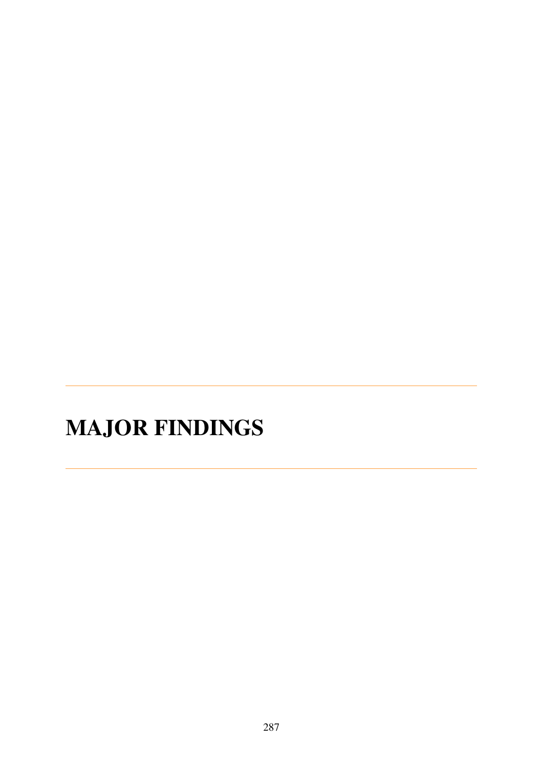# MAJOR FINDINGS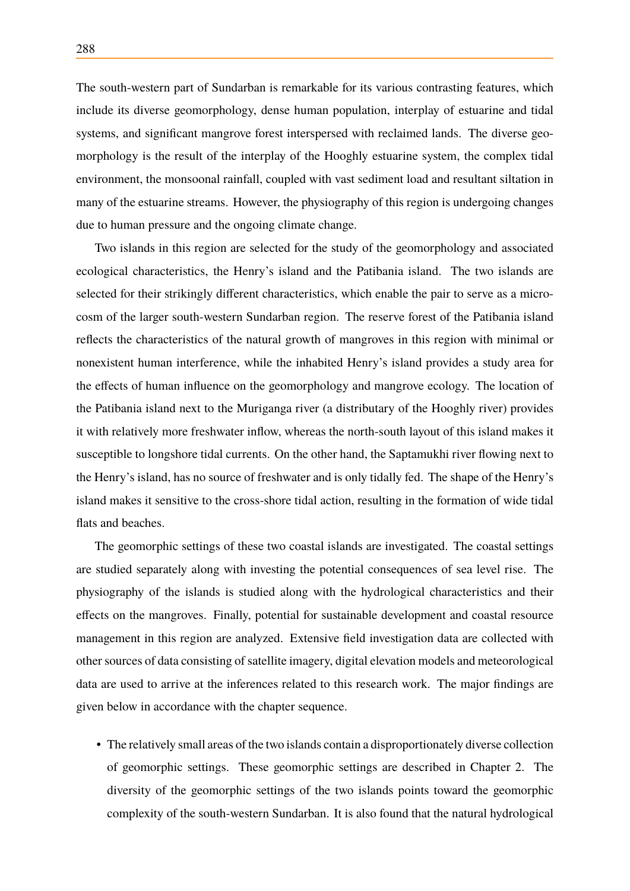The south-western part of Sundarban is remarkable for its various contrasting features, which include its diverse geomorphology, dense human population, interplay of estuarine and tidal systems, and significant mangrove forest interspersed with reclaimed lands. The diverse geomorphology is the result of the interplay of the Hooghly estuarine system, the complex tidal environment, the monsoonal rainfall, coupled with vast sediment load and resultant siltation in many of the estuarine streams. However, the physiography of this region is undergoing changes due to human pressure and the ongoing climate change.

Two islands in this region are selected for the study of the geomorphology and associated ecological characteristics, the Henry's island and the Patibania island. The two islands are selected for their strikingly different characteristics, which enable the pair to serve as a microcosm of the larger south-western Sundarban region. The reserve forest of the Patibania island reflects the characteristics of the natural growth of mangroves in this region with minimal or nonexistent human interference, while the inhabited Henry's island provides a study area for the effects of human influence on the geomorphology and mangrove ecology. The location of the Patibania island next to the Muriganga river (a distributary of the Hooghly river) provides it with relatively more freshwater inflow, whereas the north-south layout of this island makes it susceptible to longshore tidal currents. On the other hand, the Saptamukhi river flowing next to the Henry's island, has no source of freshwater and is only tidally fed. The shape of the Henry's island makes it sensitive to the cross-shore tidal action, resulting in the formation of wide tidal flats and beaches.

The geomorphic settings of these two coastal islands are investigated. The coastal settings are studied separately along with investing the potential consequences of sea level rise. The physiography of the islands is studied along with the hydrological characteristics and their effects on the mangroves. Finally, potential for sustainable development and coastal resource management in this region are analyzed. Extensive field investigation data are collected with other sources of data consisting of satellite imagery, digital elevation models and meteorological data are used to arrive at the inferences related to this research work. The major findings are given below in accordance with the chapter sequence.

- The relatively small areas of the two islands contain a disproportionately diverse collection of geomorphic settings. These geomorphic settings are described in Chapter 2. The diversity of the geomorphic settings of the two islands points toward the geomorphic complexity of the south-western Sundarban. It is also found that the natural hydrological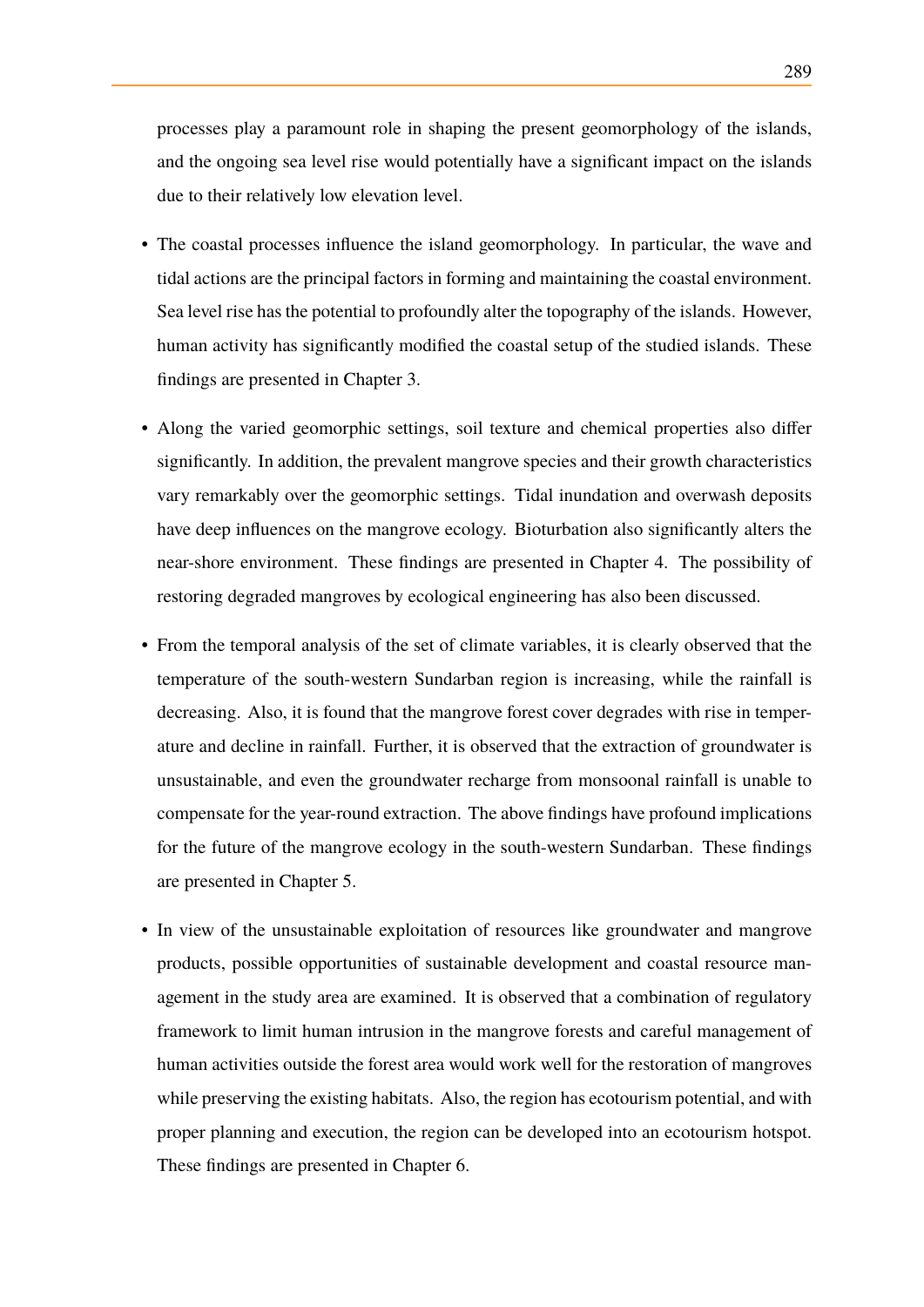processes play a paramount role in shaping the present geomorphology of the islands, and the ongoing sea level rise would potentially have a significant impact on the islands due to their relatively low elevation level.

- The coastal processes influence the island geomorphology. In particular, the wave and tidal actions are the principal factors in forming and maintaining the coastal environment. Sea level rise has the potential to profoundly alter the topography of the islands. However, human activity has significantly modified the coastal setup of the studied islands. These findings are presented in Chapter 3.

- Along the varied geomorphic settings, soil texture and chemical properties also differ significantly. In addition, the prevalent mangrove species and their growth characteristics vary remarkably over the geomorphic settings. Tidal inundation and overwash deposits have deep influences on the mangrove ecology. Bioturbation also significantly alters the near-shore environment. These findings are presented in Chapter 4. The possibility of restoring degraded mangroves by ecological engineering has also been discussed.

- From the temporal analysis of the set of climate variables, it is clearly observed that the temperature of the south-western Sundarban region is increasing, while the rainfall is decreasing. Also, it is found that the mangrove forest cover degrades with rise in temperature and decline in rainfall. Further, it is observed that the extraction of groundwater is unsustainable, and even the groundwater recharge from monsoonal rainfall is unable to compensate for the year-round extraction. The above findings have profound implications for the future of the mangrove ecology in the south-western Sundarban. These findings are presented in Chapter 5.

- In view of the unsustainable exploitation of resources like groundwater and mangrove products, possible opportunities of sustainable development and coastal resource management in the study area are examined. It is observed that a combination of regulatory framework to limit human intrusion in the mangrove forests and careful management of human activities outside the forest area would work well for the restoration of mangroves while preserving the existing habitats. Also, the region has ecotourism potential, and with proper planning and execution, the region can be developed into an ecotourism hotspot. These findings are presented in Chapter 6.